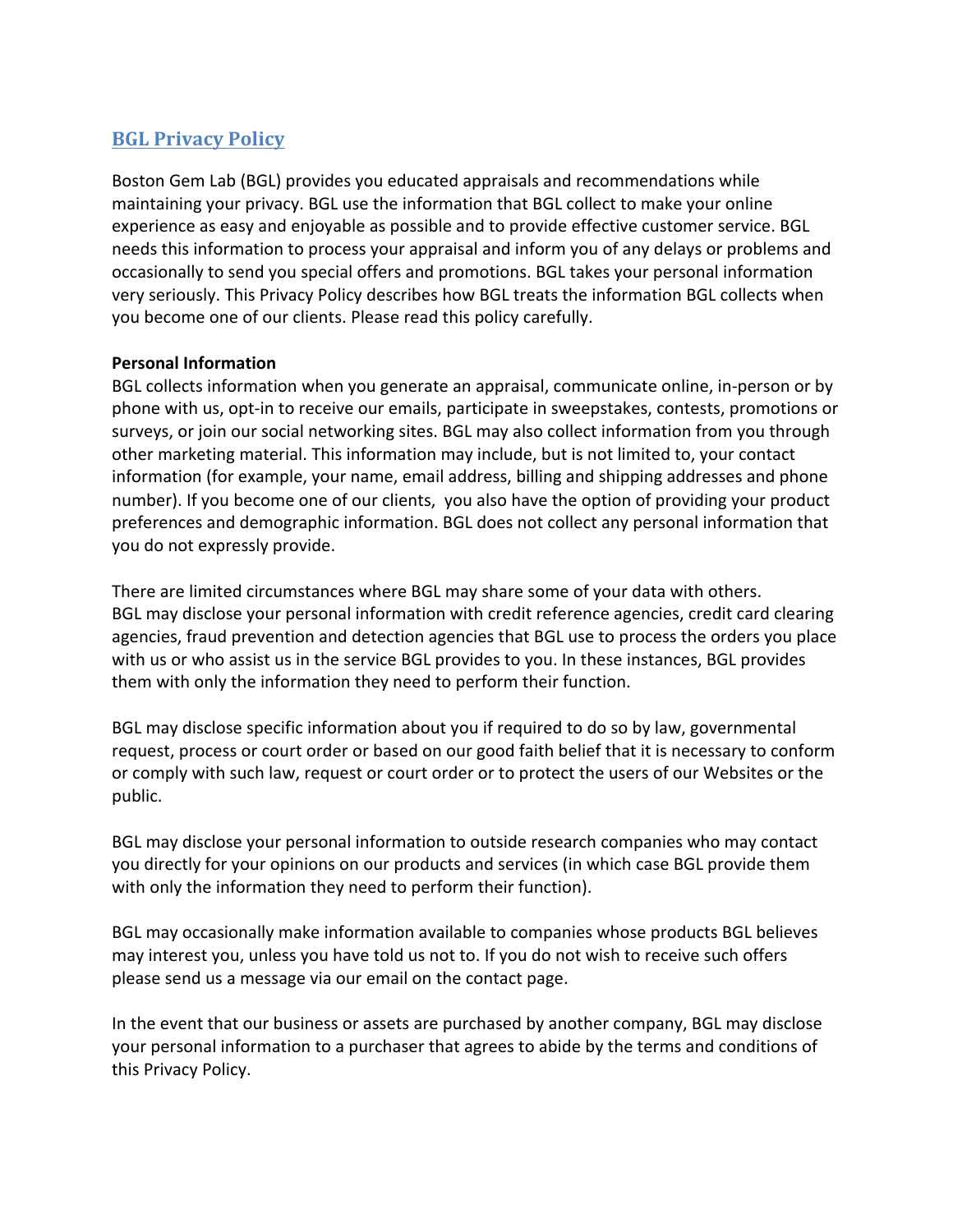# BGL Privacy Policy

Boston Gem Lab (BGL) provides you educated appraisals and recommendations while maintaining your privacy. BGL use the information that BGL collect to make your online experience as easy and enjoyable as possible and to provide effective customer service. BGL needs this information to process your appraisal and inform you of any delays or problems and occasionally to send you special offers and promotions. BGL takes your personal information very seriously. This Privacy Policy describes how BGL treats the information BGL collects when you become one of our clients. Please read this policy carefully.

**Personal Information**

BGL collects information when you generate an appraisal, communicate online, in-person or by phone with us, opt-in to receive our emails, participate in sweepstakes, contests, promotions or surveys, or join our social networking sites. BGL may also collect information from you through other marketing material. This information may include, but is not limited to, your contact information (for example, your name, email address, billing and shipping addresses and phone number). If you become one of our clients, you also have the option of providing your product preferences and demographic information. BGL does not collect any personal information that you do not expressly provide.

There are limited circumstances where BGL may share some of your data with others. BGL may disclose your personal information with credit reference agencies, credit card clearing agencies, fraud prevention and detection agencies that BGL use to process the orders you place with us or who assist us in the service BGL provides to you. In these instances, BGL provides them with only the information they need to perform their function.

BGL may disclose specific information about you if required to do so by law, governmental request, process or court order or based on our good faith belief that it is necessary to conform or comply with such law, request or court order or to protect the users of our Websites or the public.

BGL may disclose your personal information to outside research companies who may contact you directly for your opinions on our products and services (in which case BGL provide them with only the information they need to perform their function).

BGL may occasionally make information available to companies whose products BGL believes may interest you, unless you have told us not to. If you do not wish to receive such offers please send us a message via our email on the contact page.

In the event that our business or assets are purchased by another company, BGL may disclose your personal information to a purchaser that agrees to abide by the terms and conditions of this Privacy Policy.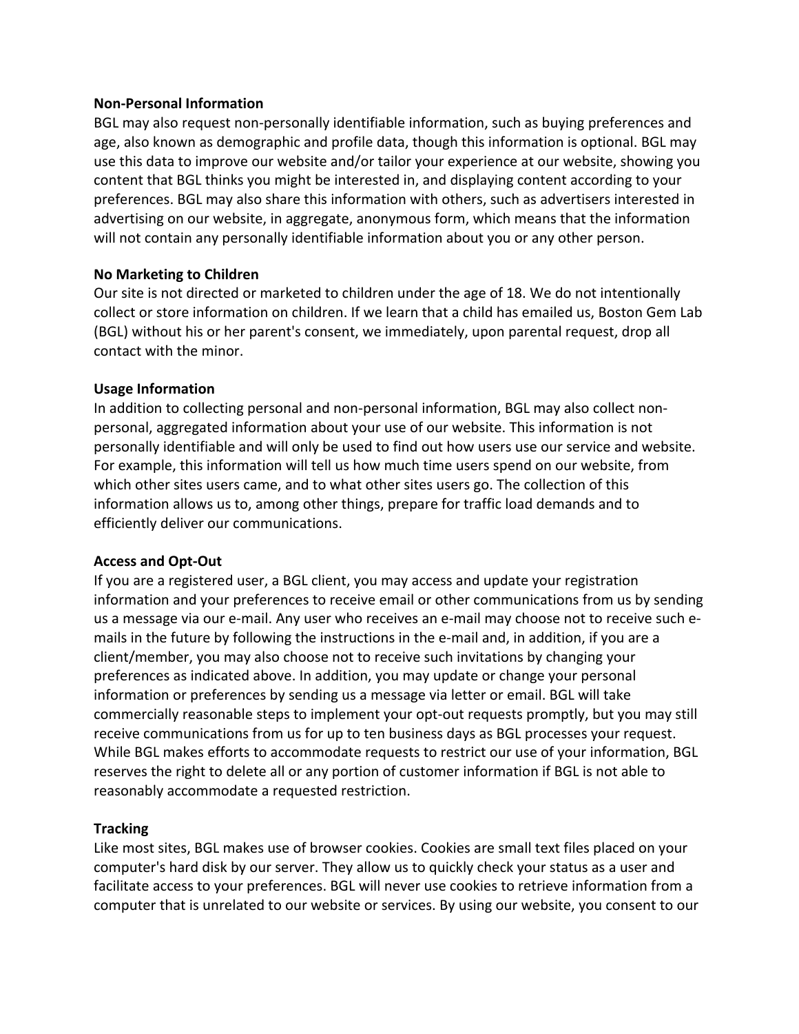**Non-Personal Information**

BGL may also request non-personally identifiable information, such as buying preferences and age, also known as demographic and profile data, though this information is optional. BGL may use this data to improve our website and/or tailor your experience at our website, showing you content that BGL thinks you might be interested in, and displaying content according to your preferences. BGL may also share this information with others, such as advertisers interested in advertising on our website, in aggregate, anonymous form, which means that the information will not contain any personally identifiable information about you or any other person.

**No Marketing to Children**

Our site is not directed or marketed to children under the age of 18. We do not intentionally collect or store information on children. If we learn that a child has emailed us, Boston Gem Lab (BGL) without his or her parent's consent, we immediately, upon parental request, drop all contact with the minor.

**Usage Information**

In addition to collecting personal and non-personal information, BGL may also collect non-personal, aggregated information about your use of our website. This information is not personally identifiable and will only be used to find out how users use our service and website. For example, this information will tell us how much time users spend on our website, from which other sites users came, and to what other sites users go. The collection of this information allows us to, among other things, prepare for traffic load demands and to efficiently deliver our communications.

**Access and Opt-Out**

If you are a registered user, a BGL client, you may access and update your registration information and your preferences to receive email or other communications from us by sending us a message via our e-mail. Any user who receives an e-mail may choose not to receive such e-mails in the future by following the instructions in the e-mail and, in addition, if you are a client/member, you may also choose not to receive such invitations by changing your preferences as indicated above. In addition, you may update or change your personal information or preferences by sending us a message via letter or email. BGL will take commercially reasonable steps to implement your opt-out requests promptly, but you may still receive communications from us for up to ten business days as BGL processes your request. While BGL makes efforts to accommodate requests to restrict our use of your information, BGL reserves the right to delete all or any portion of customer information if BGL is not able to reasonably accommodate a requested restriction.

**Tracking**

Like most sites, BGL makes use of browser cookies. Cookies are small text files placed on your computer's hard disk by our server. They allow us to quickly check your status as a user and facilitate access to your preferences. BGL will never use cookies to retrieve information from a computer that is unrelated to our website or services. By using our website, you consent to our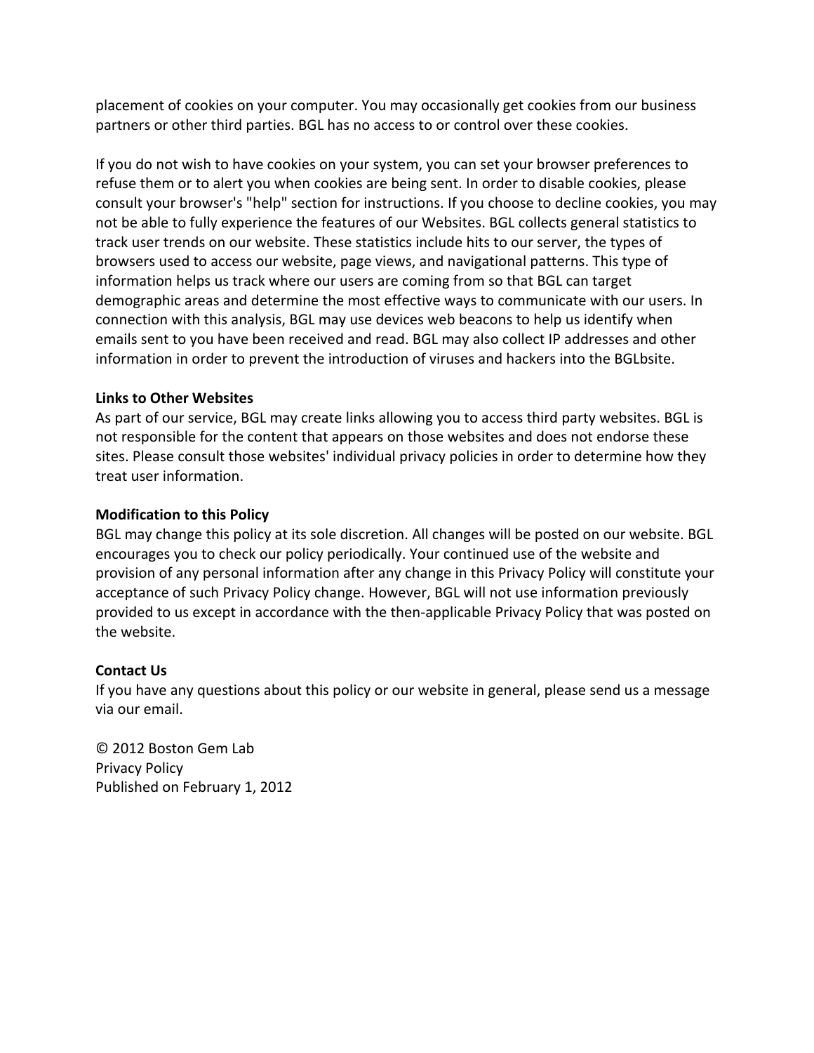placement of cookies on your computer. You may occasionally get cookies from our business partners or other third parties. BGL has no access to or control over these cookies.

If you do not wish to have cookies on your system, you can set your browser preferences to refuse them or to alert you when cookies are being sent. In order to disable cookies, please consult your browser's "help" section for instructions. If you choose to decline cookies, you may not be able to fully experience the features of our Websites. BGL collects general statistics to track user trends on our website. These statistics include hits to our server, the types of browsers used to access our website, page views, and navigational patterns. This type of information helps us track where our users are coming from so that BGL can target demographic areas and determine the most effective ways to communicate with our users. In connection with this analysis, BGL may use devices web beacons to help us identify when emails sent to you have been received and read. BGL may also collect IP addresses and other information in order to prevent the introduction of viruses and hackers into the BGLbsite.

**Links to Other Websites**
As part of our service, BGL may create links allowing you to access third party websites. BGL is not responsible for the content that appears on those websites and does not endorse these sites. Please consult those websites' individual privacy policies in order to determine how they treat user information.

**Modification to this Policy**
BGL may change this policy at its sole discretion. All changes will be posted on our website. BGL encourages you to check our policy periodically. Your continued use of the website and provision of any personal information after any change in this Privacy Policy will constitute your acceptance of such Privacy Policy change. However, BGL will not use information previously provided to us except in accordance with the then-applicable Privacy Policy that was posted on the website.

**Contact Us**
If you have any questions about this policy or our website in general, please send us a message via our email.

© 2012 Boston Gem Lab
Privacy Policy
Published on February 1, 2012